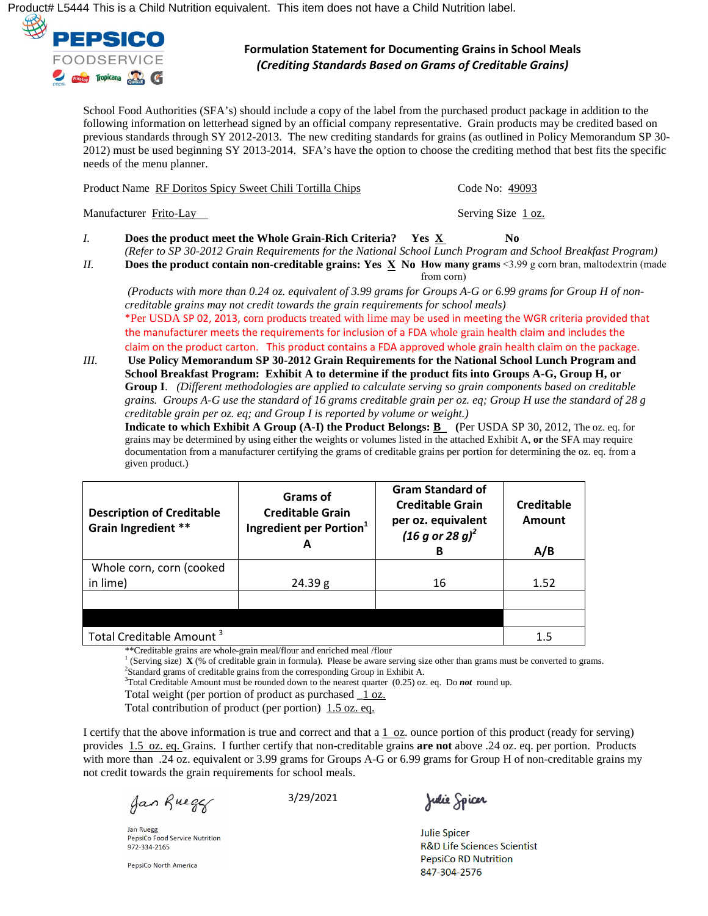Product# L5444 This is a Child Nutrition equivalent. This item does not have a Child Nutrition label.

PEPSICO FOODSERVICE

## Formulation Statement for Documenting Grains in School Meals
### *(Crediting Standards Based on Grams of Creditable Grains)*

School Food Authorities (SFA's) should include a copy of the label from the purchased product package in addition to the following information on letterhead signed by an official company representative. Grain products may be credited based on previous standards through SY 2012-2013. The new crediting standards for grains (as outlined in Policy Memorandum SP 30-2012) must be used beginning SY 2013-2014. SFA's have the option to choose the crediting method that best fits the specific needs of the menu planner.

Product Name RF Doritos Spicy Sweet Chili Tortilla Chips Code No: 49093

Manufacturer Frito-Lay Serving Size 1 oz.

*I.* **Does the product meet the Whole Grain-Rich Criteria? Yes X No**
*(Refer to SP 30-2012 Grain Requirements for the National School Lunch Program and School Breakfast Program)*

*II.* **Does the product contain non-creditable grains: Yes X No How many grams** <3.99 g corn bran, maltodextrin (made from corn)

*(Products with more than 0.24 oz. equivalent of 3.99 grams for Groups A-G or 6.99 grams for Group H of non-creditable grains may not credit towards the grain requirements for school meals)*

*Per USDA SP 02, 2013, corn products treated with lime may be used in meeting the WGR criteria provided that the manufacturer meets the requirements for inclusion of a FDA whole grain health claim and includes the claim on the product carton. This product contains a FDA approved whole grain health claim on the package.

*III.* **Use Policy Memorandum SP 30-2012 Grain Requirements for the National School Lunch Program and School Breakfast Program: Exhibit A to determine if the product fits into Groups A-G, Group H, or Group I.** *(Different methodologies are applied to calculate serving so grain components based on creditable grains. Groups A-G use the standard of 16 grams creditable grain per oz. eq; Group H use the standard of 28 g creditable grain per oz. eq; and Group I is reported by volume or weight.)*

**Indicate to which Exhibit A Group (A-I) the Product Belongs:** B (Per USDA SP 30, 2012, The oz. eq. for grains may be determined by using either the weights or volumes listed in the attached Exhibit A, **or** the SFA may require documentation from a manufacturer certifying the grams of creditable grains per portion for determining the oz. eq. from a given product.)

| Description of Creditable Grain Ingredient ** | Grams of Creditable Grain Ingredient per Portion[1] A | Gram Standard of Creditable Grain per oz. equivalent *(16 g or 28 g)*[2] B | Creditable Amount A/B |
|---|---|---|---|
| Whole corn, corn (cooked in lime) | 24.39 g | 16 | 1.52 |
| | | | |
| | | | |
| Total Creditable Amount [3] | | | 1.5 |

**Creditable grains are whole-grain meal/flour and enriched meal /flour
[1] (Serving size) **X** (% of creditable grain in formula). Please be aware serving size other than grams must be converted to grams.
[2] Standard grams of creditable grains from the corresponding Group in Exhibit A.
[3] Total Creditable Amount must be rounded down to the nearest quarter (0.25) oz. eq. Do ***not*** round up.

Total weight (per portion of product as purchased 1 oz.
Total contribution of product (per portion) 1.5 oz. eq.

I certify that the above information is true and correct and that a 1 oz. ounce portion of this product (ready for serving) provides 1.5 oz. eq. Grains. I further certify that non-creditable grains **are not** above .24 oz. eq. per portion. Products with more than .24 oz. equivalent or 3.99 grams for Groups A-G or 6.99 grams for Group H of non-creditable grains my not credit towards the grain requirements for school meals.

Jan Ruegg
PepsiCo Food Service Nutrition
972-334-2165
PepsiCo North America

3/29/2021

Julie Spicer
R&D Life Sciences Scientist
PepsiCo RD Nutrition
847-304-2576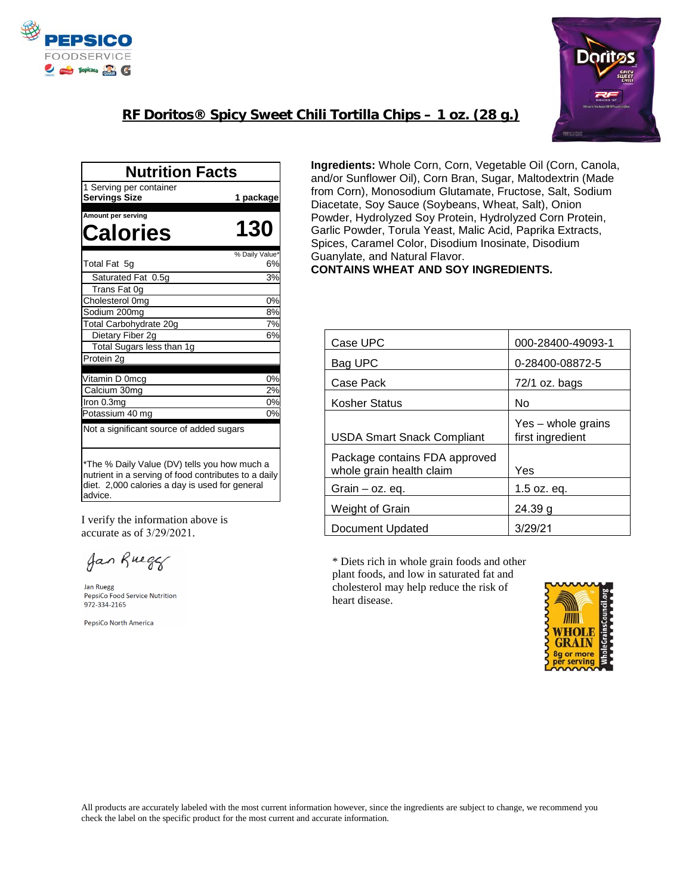PEPSICO FOODSERVICE

## RF Doritos® Spicy Sweet Chili Tortilla Chips – 1 oz. (28 g.)

### Nutrition Facts

| | |
|---|---|
| 1 Serving per container | |
| **Servings Size** | **1 package** |
| Amount per serving | |
| **Calories** | **130** |
| | % Daily Value* |
| Total Fat 5g | 6% |
| Saturated Fat 0.5g | 3% |
| Trans Fat 0g | |
| Cholesterol 0mg | 0% |
| Sodium 200mg | 8% |
| Total Carbohydrate 20g | 7% |
| Dietary Fiber 2g | 6% |
| Total Sugars less than 1g | |
| Protein 2g | |
| Vitamin D 0mcg | 0% |
| Calcium 30mg | 2% |
| Iron 0.3mg | 0% |
| Potassium 40 mg | 0% |
| Not a significant source of added sugars | |

*The % Daily Value (DV) tells you how much a nutrient in a serving of food contributes to a daily diet. 2,000 calories a day is used for general advice.

I verify the information above is accurate as of 3/29/2021.

Jan Ruegg
PepsiCo Food Service Nutrition
972-334-2165

PepsiCo North America

**Ingredients:** Whole Corn, Corn, Vegetable Oil (Corn, Canola, and/or Sunflower Oil), Corn Bran, Sugar, Maltodextrin (Made from Corn), Monosodium Glutamate, Fructose, Salt, Sodium Diacetate, Soy Sauce (Soybeans, Wheat, Salt), Onion Powder, Hydrolyzed Soy Protein, Hydrolyzed Corn Protein, Garlic Powder, Torula Yeast, Malic Acid, Paprika Extracts, Spices, Caramel Color, Disodium Inosinate, Disodium Guanylate, and Natural Flavor.
**CONTAINS WHEAT AND SOY INGREDIENTS.**

| | |
|---|---|
| Case UPC | 000-28400-49093-1 |
| Bag UPC | 0-28400-08872-5 |
| Case Pack | 72/1 oz. bags |
| Kosher Status | No |
| USDA Smart Snack Compliant | Yes – whole grains first ingredient |
| Package contains FDA approved whole grain health claim | Yes |
| Grain – oz. eq. | 1.5 oz. eq. |
| Weight of Grain | 24.39 g |
| Document Updated | 3/29/21 |

* Diets rich in whole grain foods and other plant foods, and low in saturated fat and cholesterol may help reduce the risk of heart disease.

WHOLE GRAIN 8g or more per serving — WholeGrainsCouncil.org

All products are accurately labeled with the most current information however, since the ingredients are subject to change, we recommend you check the label on the specific product for the most current and accurate information.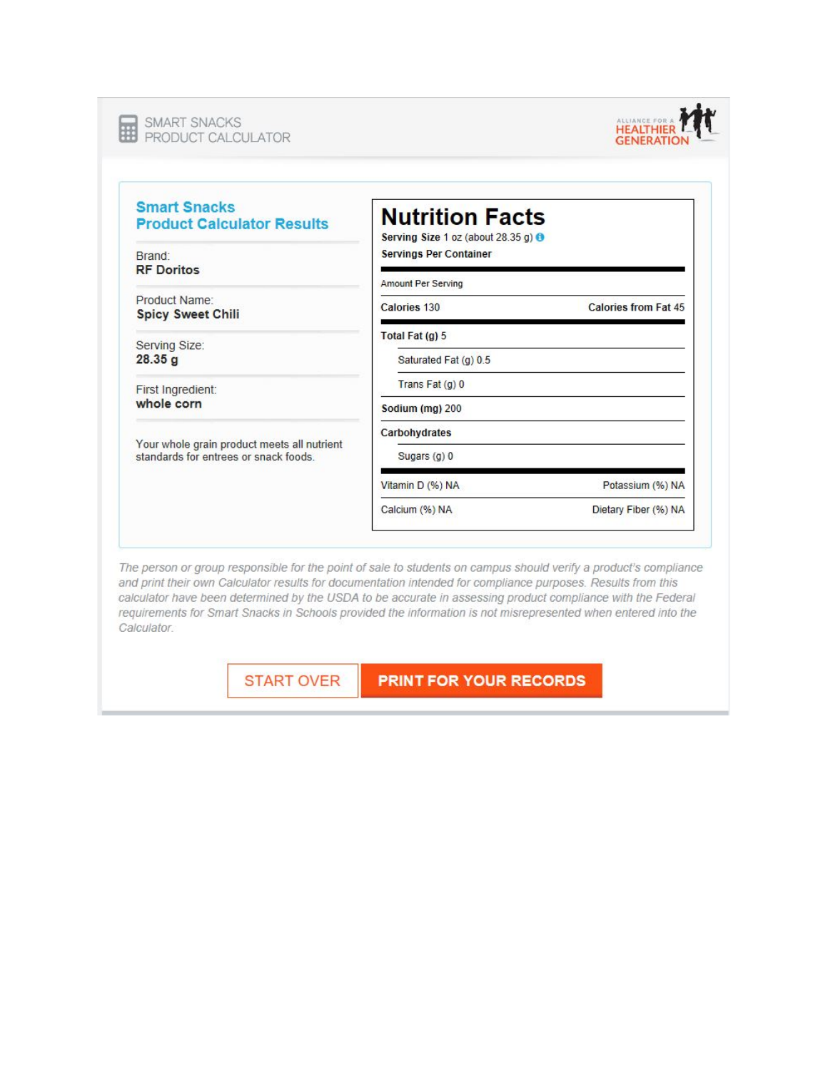SMART SNACKS PRODUCT CALCULATOR

ALLIANCE FOR A HEALTHIER GENERATION

## Smart Snacks Product Calculator Results

Brand:
**RF Doritos**

Product Name:
**Spicy Sweet Chili**

Serving Size:
**28.35 g**

First Ingredient:
**whole corn**

Your whole grain product meets all nutrient standards for entrees or snack foods.

# Nutrition Facts

**Serving Size** 1 oz (about 28.35 g)

**Servings Per Container**

| | |
|---|---|
| Amount Per Serving | |
| **Calories** 130 | **Calories from Fat** 45 |
| **Total Fat (g)** 5 | |
| Saturated Fat (g) 0.5 | |
| Trans Fat (g) 0 | |
| **Sodium (mg)** 200 | |
| **Carbohydrates** | |
| Sugars (g) 0 | |
| Vitamin D (%) NA | Potassium (%) NA |
| Calcium (%) NA | Dietary Fiber (%) NA |

*The person or group responsible for the point of sale to students on campus should verify a product's compliance and print their own Calculator results for documentation intended for compliance purposes. Results from this calculator have been determined by the USDA to be accurate in assessing product compliance with the Federal requirements for Smart Snacks in Schools provided the information is not misrepresented when entered into the Calculator.*

START OVER

PRINT FOR YOUR RECORDS